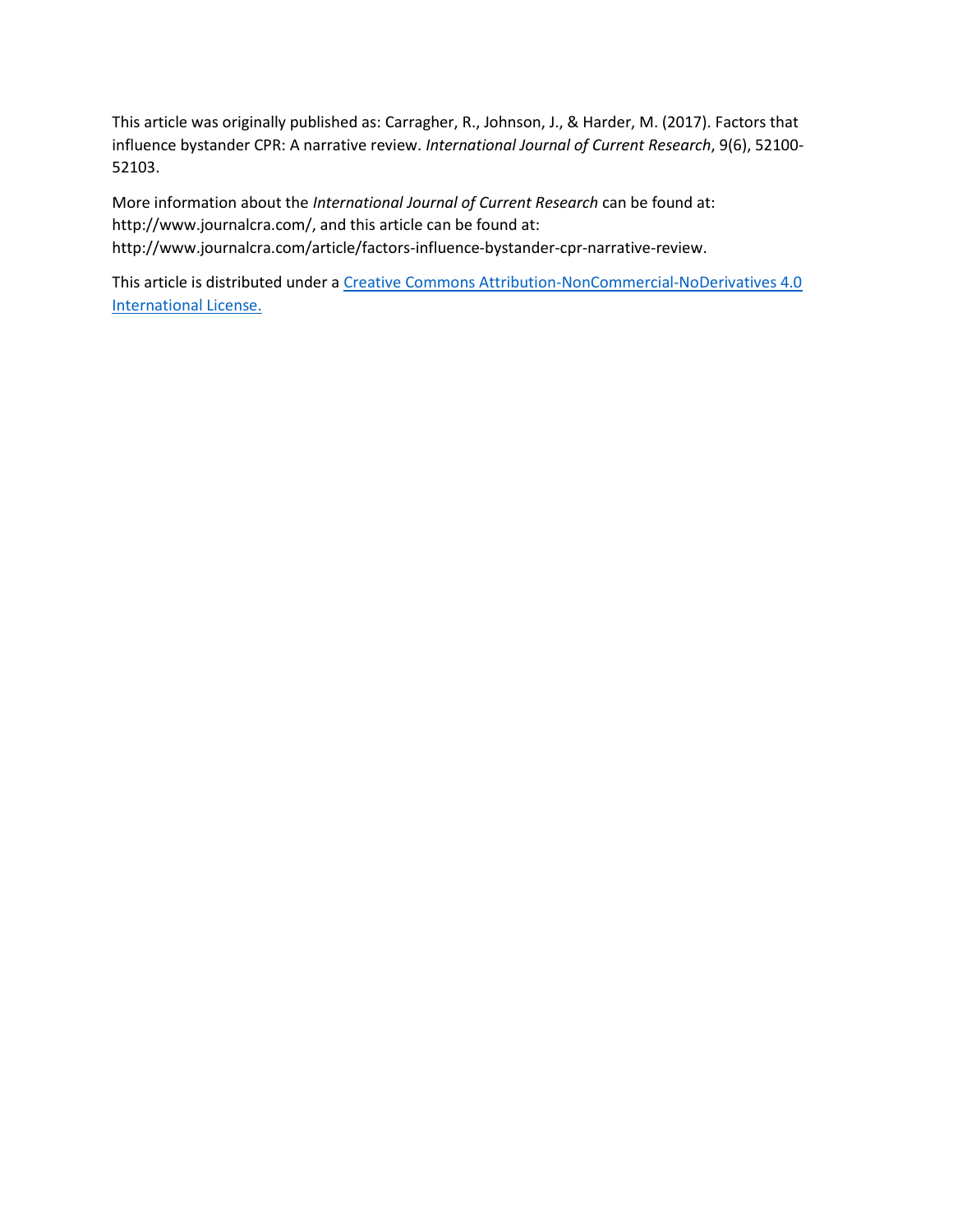This article was originally published as: Carragher, R., Johnson, J., & Harder, M. (2017). Factors that influence bystander CPR: A narrative review. *International Journal of Current Research*, 9(6), 52100-52103.

More information about the *International Journal of Current Research* can be found at: http://www.journalcra.com/, and this article can be found at: http://www.journalcra.com/article/factors-influence-bystander-cpr-narrative-review.

This article is distributed under a [Creative Commons Attribution-NonCommercial-NoDerivatives 4.0 International License.]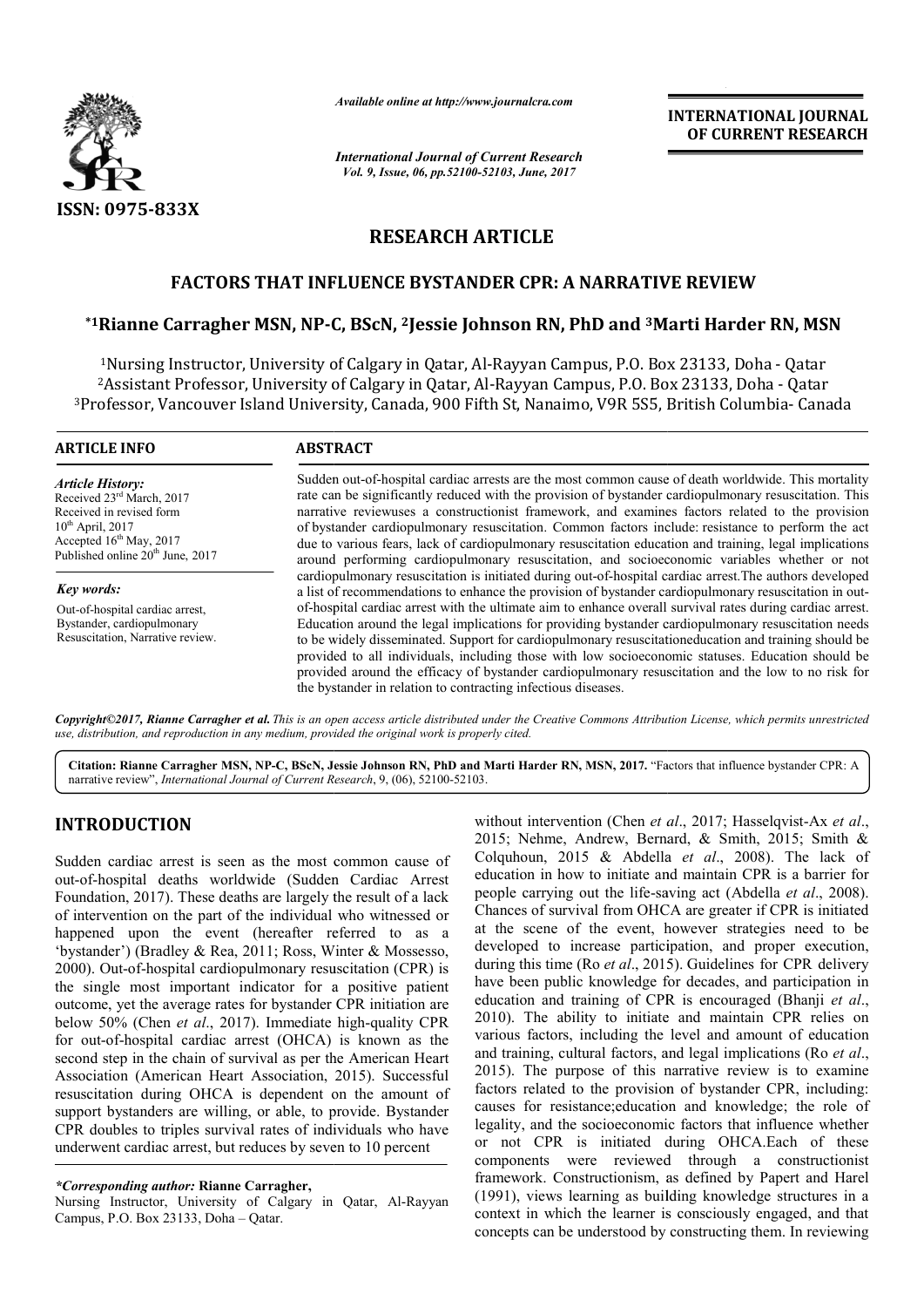# RESEARCH ARTICLE

# FACTORS THAT INFLUENCE BYSTANDER CPR: A NARRATIVE REVIEW

**\*[1]Rianne Carragher MSN, NP-C, BScN, [2]Jessie Johnson RN, PhD and [3]Marti Harder RN, MSN**

[1]Nursing Instructor, University of Calgary in Qatar, Al-Rayyan Campus, P.O. Box 23133, Doha - Qatar
[2]Assistant Professor, University of Calgary in Qatar, Al-Rayyan Campus, P.O. Box 23133, Doha - Qatar
[3]Professor, Vancouver Island University, Canada, 900 Fifth St, Nanaimo, V9R 5S5, British Columbia- Canada

## ARTICLE INFO

*Article History:*
Received 23rd March, 2017
Received in revised form
10th April, 2017
Accepted 16th May, 2017
Published online 20th June, 2017

*Key words:*
Out-of-hospital cardiac arrest,
Bystander, cardiopulmonary
Resuscitation, Narrative review.

## ABSTRACT

Sudden out-of-hospital cardiac arrests are the most common cause of death worldwide. This mortality rate can be significantly reduced with the provision of bystander cardiopulmonary resuscitation. This narrative reviewuses a constructionist framework, and examines factors related to the provision of bystander cardiopulmonary resuscitation. Common factors include: resistance to perform the act due to various fears, lack of cardiopulmonary resuscitation education and training, legal implications around performing cardiopulmonary resuscitation, and socioeconomic variables whether or not cardiopulmonary resuscitation is initiated during out-of-hospital cardiac arrest.The authors developed a list of recommendations to enhance the provision of bystander cardiopulmonary resuscitation in out-of-hospital cardiac arrest with the ultimate aim to enhance overall survival rates during cardiac arrest. Education around the legal implications for providing bystander cardiopulmonary resuscitation needs to be widely disseminated. Support for cardiopulmonary resuscitationeducation and training should be provided to all individuals, including those with low socioeconomic statuses. Education should be provided around the efficacy of bystander cardiopulmonary resuscitation and the low to no risk for the bystander in relation to contracting infectious diseases.

*Copyright©2017, Rianne Carragher et al. This is an open access article distributed under the Creative Commons Attribution License, which permits unrestricted use, distribution, and reproduction in any medium, provided the original work is properly cited.*

**Citation: Rianne Carragher MSN, NP-C, BScN, Jessie Johnson RN, PhD and Marti Harder RN, MSN, 2017.** "Factors that influence bystander CPR: A narrative review", *International Journal of Current Research*, 9, (06), 52100-52103.

# INTRODUCTION

Sudden cardiac arrest is seen as the most common cause of out-of-hospital deaths worldwide (Sudden Cardiac Arrest Foundation, 2017). These deaths are largely the result of a lack of intervention on the part of the individual who witnessed or happened upon the event (hereafter referred to as a 'bystander') (Bradley & Rea, 2011; Ross, Winter & Mossesso, 2000). Out-of-hospital cardiopulmonary resuscitation (CPR) is the single most important indicator for a positive patient outcome, yet the average rates for bystander CPR initiation are below 50% (Chen *et al*., 2017). Immediate high-quality CPR for out-of-hospital cardiac arrest (OHCA) is known as the second step in the chain of survival as per the American Heart Association (American Heart Association, 2015). Successful resuscitation during OHCA is dependent on the amount of support bystanders are willing, or able, to provide. Bystander CPR doubles to triples survival rates of individuals who have underwent cardiac arrest, but reduces by seven to 10 percent without intervention (Chen *et al*., 2017; Hasselqvist-Ax *et al*., 2015; Nehme, Andrew, Bernard, & Smith, 2015; Smith & Colquhoun, 2015 & Abdella *et al*., 2008). The lack of education in how to initiate and maintain CPR is a barrier for people carrying out the life-saving act (Abdella *et al*., 2008). Chances of survival from OHCA are greater if CPR is initiated at the scene of the event, however strategies need to be developed to increase participation, and proper execution, during this time (Ro *et al*., 2015). Guidelines for CPR delivery have been public knowledge for decades, and participation in education and training of CPR is encouraged (Bhanji *et al*., 2010). The ability to initiate and maintain CPR relies on various factors, including the level and amount of education and training, cultural factors, and legal implications (Ro *et al*., 2015). The purpose of this narrative review is to examine factors related to the provision of bystander CPR, including: causes for resistance;education and knowledge; the role of legality, and the socioeconomic factors that influence whether or not CPR is initiated during OHCA.Each of these components were reviewed through a constructionist framework. Constructionism, as defined by Papert and Harel (1991), views learning as building knowledge structures in a context in which the learner is consciously engaged, and that concepts can be understood by constructing them. In reviewing

*\*Corresponding author:* **Rianne Carragher,**
Nursing Instructor, University of Calgary in Qatar, Al-Rayyan Campus, P.O. Box 23133, Doha – Qatar.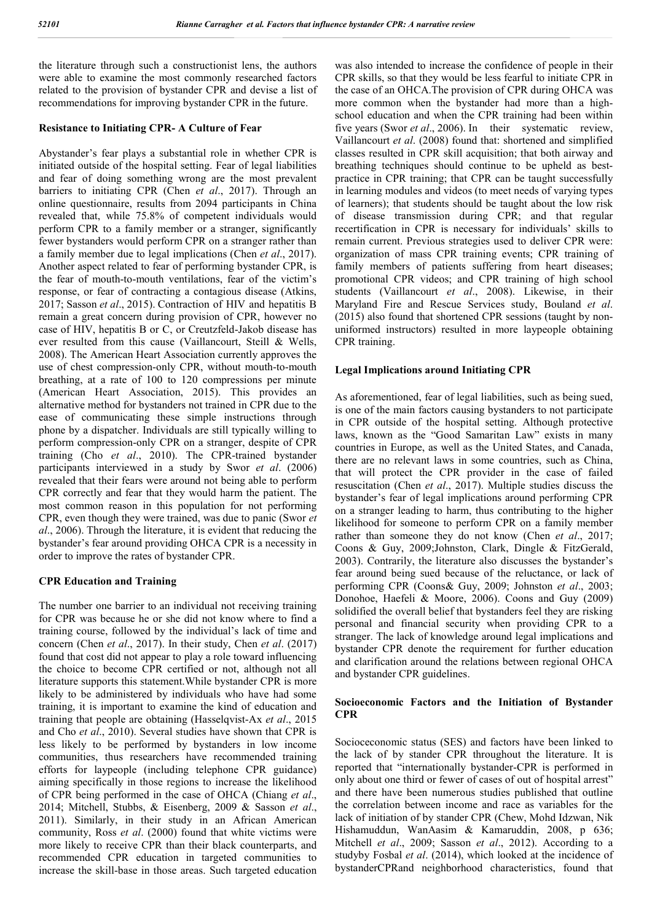the literature through such a constructionist lens, the authors were able to examine the most commonly researched factors related to the provision of bystander CPR and devise a list of recommendations for improving bystander CPR in the future.

## Resistance to Initiating CPR- A Culture of Fear

Abystander's fear plays a substantial role in whether CPR is initiated outside of the hospital setting. Fear of legal liabilities and fear of doing something wrong are the most prevalent barriers to initiating CPR (Chen *et al*., 2017). Through an online questionnaire, results from 2094 participants in China revealed that, while 75.8% of competent individuals would perform CPR to a family member or a stranger, significantly fewer bystanders would perform CPR on a stranger rather than a family member due to legal implications (Chen *et al*., 2017). Another aspect related to fear of performing bystander CPR, is the fear of mouth-to-mouth ventilations, fear of the victim's response, or fear of contracting a contagious disease (Atkins, 2017; Sasson *et al*., 2015). Contraction of HIV and hepatitis B remain a great concern during provision of CPR, however no case of HIV, hepatitis B or C, or Creutzfeld-Jakob disease has ever resulted from this cause (Vaillancourt, Steill & Wells, 2008). The American Heart Association currently approves the use of chest compression-only CPR, without mouth-to-mouth breathing, at a rate of 100 to 120 compressions per minute (American Heart Association, 2015). This provides an alternative method for bystanders not trained in CPR due to the ease of communicating these simple instructions through phone by a dispatcher. Individuals are still typically willing to perform compression-only CPR on a stranger, despite of CPR training (Cho *et al*., 2010). The CPR-trained bystander participants interviewed in a study by Swor *et al*. (2006) revealed that their fears were around not being able to perform CPR correctly and fear that they would harm the patient. The most common reason in this population for not performing CPR, even though they were trained, was due to panic (Swor *et al*., 2006). Through the literature, it is evident that reducing the bystander's fear around providing OHCA CPR is a necessity in order to improve the rates of bystander CPR.

## CPR Education and Training

The number one barrier to an individual not receiving training for CPR was because he or she did not know where to find a training course, followed by the individual's lack of time and concern (Chen *et al*., 2017). In their study, Chen *et al*. (2017) found that cost did not appear to play a role toward influencing the choice to become CPR certified or not, although not all literature supports this statement.While bystander CPR is more likely to be administered by individuals who have had some training, it is important to examine the kind of education and training that people are obtaining (Hasselqvist-Ax *et al*., 2015 and Cho *et al*., 2010). Several studies have shown that CPR is less likely to be performed by bystanders in low income communities, thus researchers have recommended training efforts for laypeople (including telephone CPR guidance) aiming specifically in those regions to increase the likelihood of CPR being performed in the case of OHCA (Chiang *et al*., 2014; Mitchell, Stubbs, & Eisenberg, 2009 & Sasson *et al*., 2011). Similarly, in their study in an African American community, Ross *et al*. (2000) found that white victims were more likely to receive CPR than their black counterparts, and recommended CPR education in targeted communities to increase the skill-base in those areas. Such targeted education was also intended to increase the confidence of people in their CPR skills, so that they would be less fearful to initiate CPR in the case of an OHCA.The provision of CPR during OHCA was more common when the bystander had more than a high-school education and when the CPR training had been within five years (Swor *et al*., 2006). In their systematic review, Vaillancourt *et al*. (2008) found that: shortened and simplified classes resulted in CPR skill acquisition; that both airway and breathing techniques should continue to be upheld as best-practice in CPR training; that CPR can be taught successfully in learning modules and videos (to meet needs of varying types of learners); that students should be taught about the low risk of disease transmission during CPR; and that regular recertification in CPR is necessary for individuals' skills to remain current. Previous strategies used to deliver CPR were: organization of mass CPR training events; CPR training of family members of patients suffering from heart diseases; promotional CPR videos; and CPR training of high school students (Vaillancourt *et al*., 2008). Likewise, in their Maryland Fire and Rescue Services study, Bouland *et al*. (2015) also found that shortened CPR sessions (taught by non-uniformed instructors) resulted in more laypeople obtaining CPR training.

## Legal Implications around Initiating CPR

As aforementioned, fear of legal liabilities, such as being sued, is one of the main factors causing bystanders to not participate in CPR outside of the hospital setting. Although protective laws, known as the "Good Samaritan Law" exists in many countries in Europe, as well as the United States, and Canada, there are no relevant laws in some countries, such as China, that will protect the CPR provider in the case of failed resuscitation (Chen *et al*., 2017). Multiple studies discuss the bystander's fear of legal implications around performing CPR on a stranger leading to harm, thus contributing to the higher likelihood for someone to perform CPR on a family member rather than someone they do not know (Chen *et al*., 2017; Coons & Guy, 2009;Johnston, Clark, Dingle & FitzGerald, 2003). Contrarily, the literature also discusses the bystander's fear around being sued because of the reluctance, or lack of performing CPR (Coons& Guy, 2009; Johnston *et al*., 2003; Donohoe, Haefeli & Moore, 2006). Coons and Guy (2009) solidified the overall belief that bystanders feel they are risking personal and financial security when providing CPR to a stranger. The lack of knowledge around legal implications and bystander CPR denote the requirement for further education and clarification around the relations between regional OHCA and bystander CPR guidelines.

## Socioeconomic Factors and the Initiation of Bystander CPR

Socioceconomic status (SES) and factors have been linked to the lack of by stander CPR throughout the literature. It is reported that "internationally bystander-CPR is performed in only about one third or fewer of cases of out of hospital arrest" and there have been numerous studies published that outline the correlation between income and race as variables for the lack of initiation of by stander CPR (Chew, Mohd Idzwan, Nik Hishamuddun, WanAasim & Kamaruddin, 2008, p 636; Mitchell *et al*., 2009; Sasson *et al*., 2012). According to a studyby Fosbal *et al*. (2014), which looked at the incidence of bystanderCPRand neighborhood characteristics, found that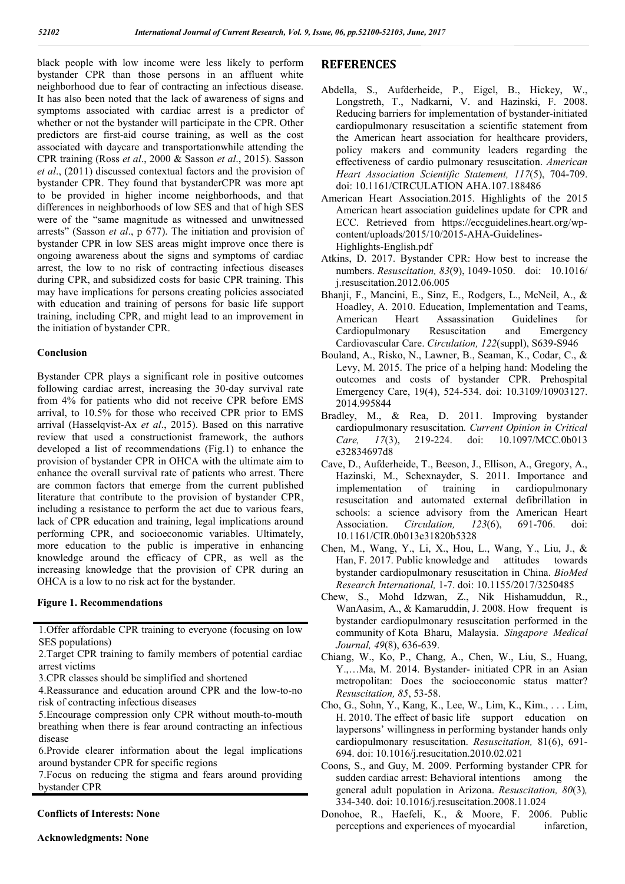black people with low income were less likely to perform bystander CPR than those persons in an affluent white neighborhood due to fear of contracting an infectious disease. It has also been noted that the lack of awareness of signs and symptoms associated with cardiac arrest is a predictor of whether or not the bystander will participate in the CPR. Other predictors are first-aid course training, as well as the cost associated with daycare and transportationwhile attending the CPR training (Ross *et al*., 2000 & Sasson *et al*., 2015). Sasson *et al*., (2011) discussed contextual factors and the provision of bystander CPR. They found that bystanderCPR was more apt to be provided in higher income neighborhoods, and that differences in neighborhoods of low SES and that of high SES were of the "same magnitude as witnessed and unwitnessed arrests" (Sasson *et al*., p 677). The initiation and provision of bystander CPR in low SES areas might improve once there is ongoing awareness about the signs and symptoms of cardiac arrest, the low to no risk of contracting infectious diseases during CPR, and subsidized costs for basic CPR training. This may have implications for persons creating policies associated with education and training of persons for basic life support training, including CPR, and might lead to an improvement in the initiation of bystander CPR.

## Conclusion

Bystander CPR plays a significant role in positive outcomes following cardiac arrest, increasing the 30-day survival rate from 4% for patients who did not receive CPR before EMS arrival, to 10.5% for those who received CPR prior to EMS arrival (Hasselqvist-Ax *et al*., 2015). Based on this narrative review that used a constructionist framework, the authors developed a list of recommendations (Fig.1) to enhance the provision of bystander CPR in OHCA with the ultimate aim to enhance the overall survival rate of patients who arrest. There are common factors that emerge from the current published literature that contribute to the provision of bystander CPR, including a resistance to perform the act due to various fears, lack of CPR education and training, legal implications around performing CPR, and socioeconomic variables. Ultimately, more education to the public is imperative in enhancing knowledge around the efficacy of CPR, as well as the increasing knowledge that the provision of CPR during an OHCA is a low to no risk act for the bystander.

**Figure 1. Recommendations**

1.Offer affordable CPR training to everyone (focusing on low SES populations)
2.Target CPR training to family members of potential cardiac arrest victims
3.CPR classes should be simplified and shortened
4.Reassurance and education around CPR and the low-to-no risk of contracting infectious diseases
5.Encourage compression only CPR without mouth-to-mouth breathing when there is fear around contracting an infectious disease
6.Provide clearer information about the legal implications around bystander CPR for specific regions
7.Focus on reducing the stigma and fears around providing bystander CPR

**Conflicts of Interests: None**

**Acknowledgments: None**

## REFERENCES

Abdella, S., Aufderheide, P., Eigel, B., Hickey, W., Longstreth, T., Nadkarni, V. and Hazinski, F. 2008. Reducing barriers for implementation of bystander-initiated cardiopulmonary resuscitation a scientific statement from the American heart association for healthcare providers, policy makers and community leaders regarding the effectiveness of cardio pulmonary resuscitation. *American Heart Association Scientific Statement, 117*(5), 704-709. doi: 10.1161/CIRCULATION AHA.107.188486

American Heart Association.2015. Highlights of the 2015 American heart association guidelines update for CPR and ECC. Retrieved from https://eccguidelines.heart.org/wp-content/uploads/2015/10/2015-AHA-Guidelines-Highlights-English.pdf

Atkins, D. 2017. Bystander CPR: How best to increase the numbers. *Resuscitation, 83*(9), 1049-1050. doi: 10.1016/j.resuscitation.2012.06.005

Bhanji, F., Mancini, E., Sinz, E., Rodgers, L., McNeil, A., & Hoadley, A. 2010. Education, Implementation and Teams, American Heart Assassination Guidelines for Cardiopulmonary Resuscitation and Emergency Cardiovascular Care. *Circulation, 122*(suppl), S639-S946

Bouland, A., Risko, N., Lawner, B., Seaman, K., Codar, C., & Levy, M. 2015. The price of a helping hand: Modeling the outcomes and costs of bystander CPR. Prehospital Emergency Care, 19(4), 524-534. doi: 10.3109/10903127.2014.995844

Bradley, M., & Rea, D. 2011. Improving bystander cardiopulmonary resuscitation*. Current Opinion in Critical Care, 17*(3), 219-224. doi: 10.1097/MCC.0b013e32834697d8

Cave, D., Aufderheide, T., Beeson, J., Ellison, A., Gregory, A., Hazinski, M., Schexnayder, S. 2011. Importance and implementation of training in cardiopulmonary resuscitation and automated external defibrillation in schools: a science advisory from the American Heart Association. *Circulation, 123*(6), 691-706. doi: 10.1161/CIR.0b013e31820b5328

Chen, M., Wang, Y., Li, X., Hou, L., Wang, Y., Liu, J., & Han, F. 2017. Public knowledge and attitudes towards bystander cardiopulmonary resuscitation in China. *BioMed Research International,* 1-7. doi: 10.1155/2017/3250485

Chew, S., Mohd Idzwan, Z., Nik Hishamuddun, R., WanAasim, A., & Kamaruddin, J. 2008. How frequent is bystander cardiopulmonary resuscitation performed in the community of Kota Bharu, Malaysia. *Singapore Medical Journal, 49*(8), 636-639.

Chiang, W., Ko, P., Chang, A., Chen, W., Liu, S., Huang, Y.,…Ma, M. 2014. Bystander- initiated CPR in an Asian metropolitan: Does the socioeconomic status matter? *Resuscitation, 85*, 53-58.

Cho, G., Sohn, Y., Kang, K., Lee, W., Lim, K., Kim., . . . Lim, H. 2010. The effect of basic life support education on laypersons' willingness in performing bystander hands only cardiopulmonary resuscitation. *Resuscitation,* 81(6), 691-694. doi: 10.1016/j.rescitation.2010.02.021

Coons, S., and Guy, M. 2009. Performing bystander CPR for sudden cardiac arrest: Behavioral intentions among the general adult population in Arizona. *Resuscitation, 80*(3)*,* 334-340. doi: 10.1016/j.resuscitation.2008.11.024

Donohoe, R., Haefeli, K., & Moore, F. 2006. Public perceptions and experiences of myocardial infarction,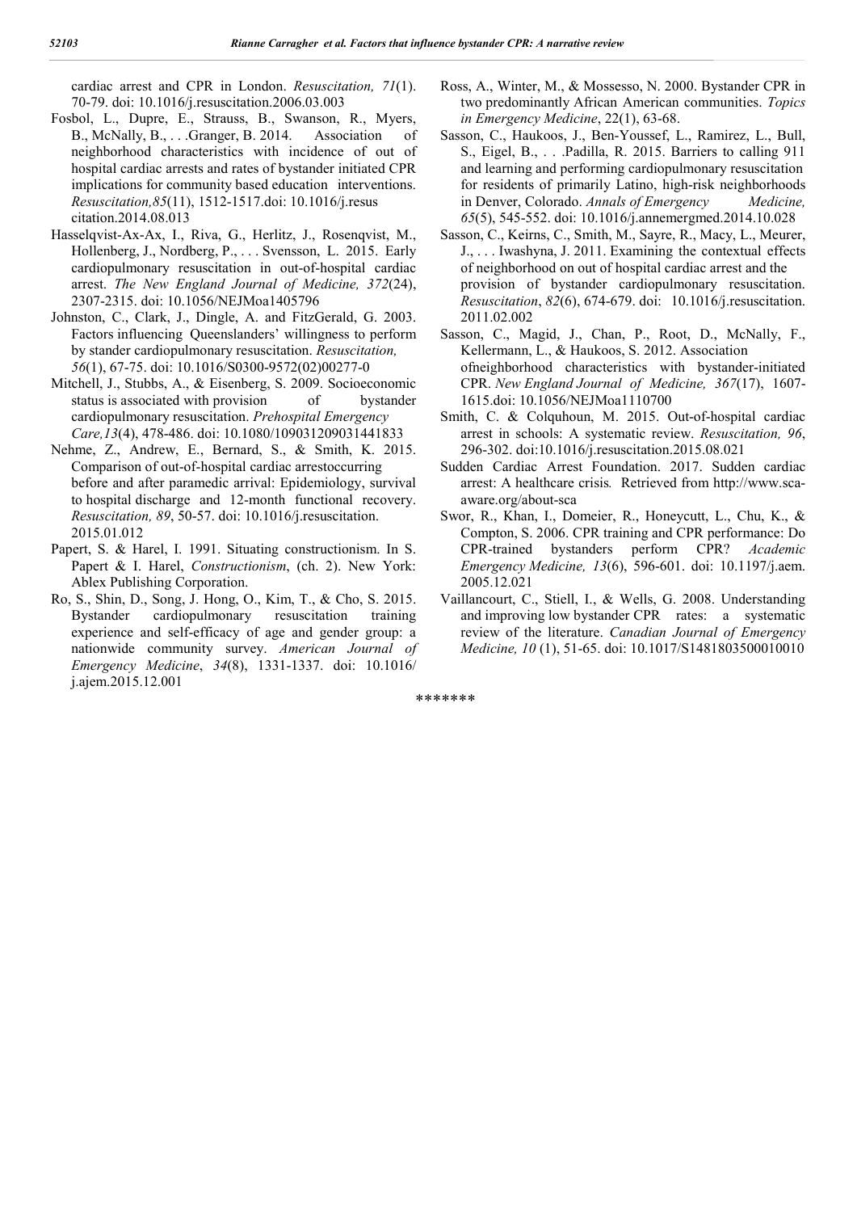cardiac arrest and CPR in London. *Resuscitation, 71*(1). 70-79. doi: 10.1016/j.resuscitation.2006.03.003

Fosbol, L., Dupre, E., Strauss, B., Swanson, R., Myers, B., McNally, B., . . .Granger, B. 2014. Association of neighborhood characteristics with incidence of out of hospital cardiac arrests and rates of bystander initiated CPR implications for community based education interventions. *Resuscitation,85*(11), 1512-1517.doi: 10.1016/j.resus citation.2014.08.013

Hasselqvist-Ax-Ax, I., Riva, G., Herlitz, J., Rosenqvist, M., Hollenberg, J., Nordberg, P., . . . Svensson, L. 2015. Early cardiopulmonary resuscitation in out-of-hospital cardiac arrest. *The New England Journal of Medicine, 372*(24), 2307-2315. doi: 10.1056/NEJMoa1405796

Johnston, C., Clark, J., Dingle, A. and FitzGerald, G. 2003. Factors influencing Queenslanders' willingness to perform by stander cardiopulmonary resuscitation. *Resuscitation, 56*(1), 67-75. doi: 10.1016/S0300-9572(02)00277-0

Mitchell, J., Stubbs, A., & Eisenberg, S. 2009. Socioeconomic status is associated with provision of bystander cardiopulmonary resuscitation. *Prehospital Emergency Care,13*(4), 478-486. doi: 10.1080/109031209031441833

Nehme, Z., Andrew, E., Bernard, S., & Smith, K. 2015. Comparison of out-of-hospital cardiac arrestoccurring before and after paramedic arrival: Epidemiology, survival to hospital discharge and 12-month functional recovery. *Resuscitation, 89*, 50-57. doi: 10.1016/j.resuscitation. 2015.01.012

Papert, S. & Harel, I. 1991. Situating constructionism. In S. Papert & I. Harel, *Constructionism*, (ch. 2). New York: Ablex Publishing Corporation.

Ro, S., Shin, D., Song, J. Hong, O., Kim, T., & Cho, S. 2015. Bystander cardiopulmonary resuscitation training experience and self-efficacy of age and gender group: a nationwide community survey. *American Journal of Emergency Medicine*, *34*(8), 1331-1337. doi: 10.1016/ j.ajem.2015.12.001

Ross, A., Winter, M., & Mossesso, N. 2000. Bystander CPR in two predominantly African American communities. *Topics in Emergency Medicine*, 22(1), 63-68.

Sasson, C., Haukoos, J., Ben-Youssef, L., Ramirez, L., Bull, S., Eigel, B., . . .Padilla, R. 2015. Barriers to calling 911 and learning and performing cardiopulmonary resuscitation for residents of primarily Latino, high-risk neighborhoods in Denver, Colorado. *Annals of Emergency Medicine, 65*(5), 545-552. doi: 10.1016/j.annemergmed.2014.10.028

Sasson, C., Keirns, C., Smith, M., Sayre, R., Macy, L., Meurer, J., . . . Iwashyna, J. 2011. Examining the contextual effects of neighborhood on out of hospital cardiac arrest and the provision of bystander cardiopulmonary resuscitation. *Resuscitation*, *82*(6), 674-679. doi: 10.1016/j.resuscitation. 2011.02.002

Sasson, C., Magid, J., Chan, P., Root, D., McNally, F., Kellermann, L., & Haukoos, S. 2012. Association ofneighborhood characteristics with bystander-initiated CPR. *New England Journal of Medicine, 367*(17), 1607-1615.doi: 10.1056/NEJMoa1110700

Smith, C. & Colquhoun, M. 2015. Out-of-hospital cardiac arrest in schools: A systematic review. *Resuscitation, 96*, 296-302. doi:10.1016/j.resuscitation.2015.08.021

Sudden Cardiac Arrest Foundation. 2017. Sudden cardiac arrest: A healthcare crisis*.* Retrieved from http://www.sca-aware.org/about-sca

Swor, R., Khan, I., Domeier, R., Honeycutt, L., Chu, K., & Compton, S. 2006. CPR training and CPR performance: Do CPR-trained bystanders perform CPR? *Academic Emergency Medicine, 13*(6), 596-601. doi: 10.1197/j.aem. 2005.12.021

Vaillancourt, C., Stiell, I., & Wells, G. 2008. Understanding and improving low bystander CPR rates: a systematic review of the literature. *Canadian Journal of Emergency Medicine, 10* (1), 51-65. doi: 10.1017/S1481803500010010

\*\*\*\*\*\*\*